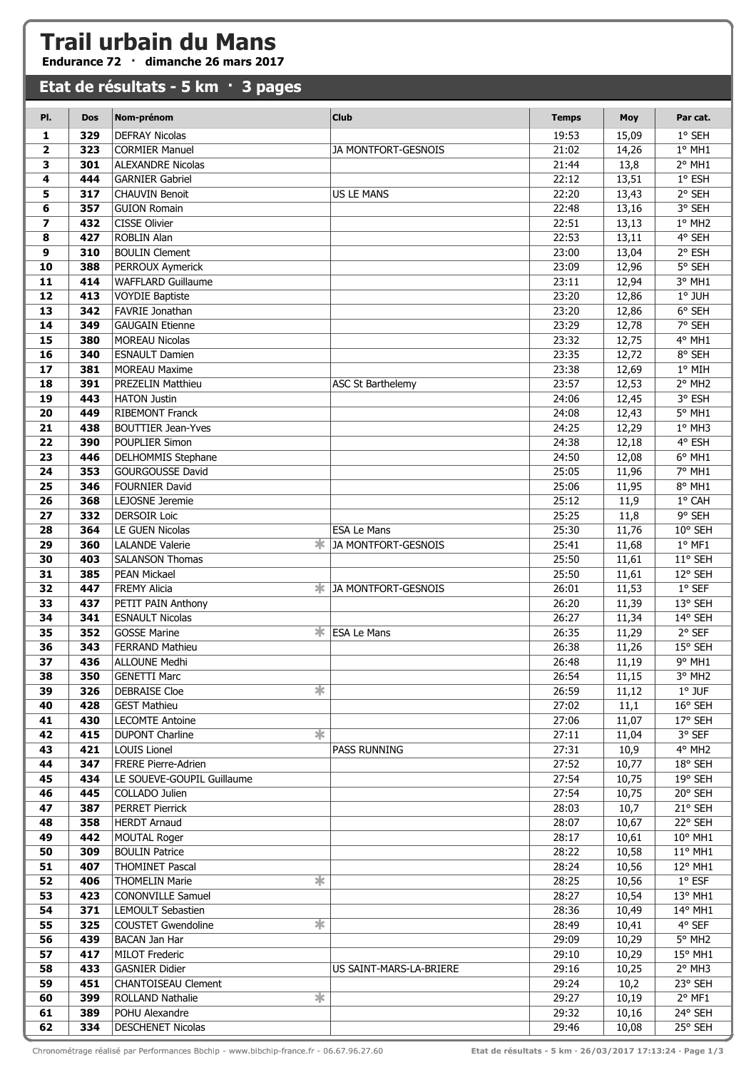# Trail urbain du Mans

**Endurance 72 · dimanche 26 mars 2017**

## Etat de résultats - 5 km · 3 pages

| Pl. | Dos | Nom-prénom | Club | Temps | Moy | Par cat. |
|---|---|---|---|---|---|---|
| 1 | 329 | DEFRAY Nicolas | | 19:53 | 15,09 | 1° SEH |
| 2 | 323 | CORMIER Manuel | JA MONTFORT-GESNOIS | 21:02 | 14,26 | 1° MH1 |
| 3 | 301 | ALEXANDRE Nicolas | | 21:44 | 13,8 | 2° MH1 |
| 4 | 444 | GARNIER Gabriel | | 22:12 | 13,51 | 1° ESH |
| 5 | 317 | CHAUVIN Benoit | US LE MANS | 22:20 | 13,43 | 2° SEH |
| 6 | 357 | GUION Romain | | 22:48 | 13,16 | 3° SEH |
| 7 | 432 | CISSE Olivier | | 22:51 | 13,13 | 1° MH2 |
| 8 | 427 | ROBLIN Alan | | 22:53 | 13,11 | 4° SEH |
| 9 | 310 | BOULIN Clement | | 23:00 | 13,04 | 2° ESH |
| 10 | 388 | PERROUX Aymerick | | 23:09 | 12,96 | 5° SEH |
| 11 | 414 | WAFFLARD Guillaume | | 23:11 | 12,94 | 3° MH1 |
| 12 | 413 | VOYDIE Baptiste | | 23:20 | 12,86 | 1° JUH |
| 13 | 342 | FAVRIE Jonathan | | 23:20 | 12,86 | 6° SEH |
| 14 | 349 | GAUGAIN Etienne | | 23:29 | 12,78 | 7° SEH |
| 15 | 380 | MOREAU Nicolas | | 23:32 | 12,75 | 4° MH1 |
| 16 | 340 | ESNAULT Damien | | 23:35 | 12,72 | 8° SEH |
| 17 | 381 | MOREAU Maxime | | 23:38 | 12,69 | 1° MIH |
| 18 | 391 | PREZELIN Matthieu | ASC St Barthelemy | 23:57 | 12,53 | 2° MH2 |
| 19 | 443 | HATON Justin | | 24:06 | 12,45 | 3° ESH |
| 20 | 449 | RIBEMONT Franck | | 24:08 | 12,43 | 5° MH1 |
| 21 | 438 | BOUTTIER Jean-Yves | | 24:25 | 12,29 | 1° MH3 |
| 22 | 390 | POUPLIER Simon | | 24:38 | 12,18 | 4° ESH |
| 23 | 446 | DELHOMMIS Stephane | | 24:50 | 12,08 | 6° MH1 |
| 24 | 353 | GOURGOUSSE David | | 25:05 | 11,96 | 7° MH1 |
| 25 | 346 | FOURNIER David | | 25:06 | 11,95 | 8° MH1 |
| 26 | 368 | LEJOSNE Jeremie | | 25:12 | 11,9 | 1° CAH |
| 27 | 332 | DERSOIR Loic | | 25:25 | 11,8 | 9° SEH |
| 28 | 364 | LE GUEN Nicolas | ESA Le Mans | 25:30 | 11,76 | 10° SEH |
| 29 | 360 | LALANDE Valerie * | JA MONTFORT-GESNOIS | 25:41 | 11,68 | 1° MF1 |
| 30 | 403 | SALANSON Thomas | | 25:50 | 11,61 | 11° SEH |
| 31 | 385 | PEAN Mickael | | 25:50 | 11,61 | 12° SEH |
| 32 | 447 | FREMY Alicia * | JA MONTFORT-GESNOIS | 26:01 | 11,53 | 1° SEF |
| 33 | 437 | PETIT PAIN Anthony | | 26:20 | 11,39 | 13° SEH |
| 34 | 341 | ESNAULT Nicolas | | 26:27 | 11,34 | 14° SEH |
| 35 | 352 | GOSSE Marine * | ESA Le Mans | 26:35 | 11,29 | 2° SEF |
| 36 | 343 | FERRAND Mathieu | | 26:38 | 11,26 | 15° SEH |
| 37 | 436 | ALLOUNE Medhi | | 26:48 | 11,19 | 9° MH1 |
| 38 | 350 | GENETTI Marc | | 26:54 | 11,15 | 3° MH2 |
| 39 | 326 | DEBRAISE Cloe * | | 26:59 | 11,12 | 1° JUF |
| 40 | 428 | GEST Mathieu | | 27:02 | 11,1 | 16° SEH |
| 41 | 430 | LECOMTE Antoine | | 27:06 | 11,07 | 17° SEH |
| 42 | 415 | DUPONT Charline * | | 27:11 | 11,04 | 3° SEF |
| 43 | 421 | LOUIS Lionel | PASS RUNNING | 27:31 | 10,9 | 4° MH2 |
| 44 | 347 | FRERE Pierre-Adrien | | 27:52 | 10,77 | 18° SEH |
| 45 | 434 | LE SOUEVE-GOUPIL Guillaume | | 27:54 | 10,75 | 19° SEH |
| 46 | 445 | COLLADO Julien | | 27:54 | 10,75 | 20° SEH |
| 47 | 387 | PERRET Pierrick | | 28:03 | 10,7 | 21° SEH |
| 48 | 358 | HERDT Arnaud | | 28:07 | 10,67 | 22° SEH |
| 49 | 442 | MOUTAL Roger | | 28:17 | 10,61 | 10° MH1 |
| 50 | 309 | BOULIN Patrice | | 28:22 | 10,58 | 11° MH1 |
| 51 | 407 | THOMINET Pascal | | 28:24 | 10,56 | 12° MH1 |
| 52 | 406 | THOMELIN Marie * | | 28:25 | 10,56 | 1° ESF |
| 53 | 423 | CONONVILLE Samuel | | 28:27 | 10,54 | 13° MH1 |
| 54 | 371 | LEMOULT Sebastien | | 28:36 | 10,49 | 14° MH1 |
| 55 | 325 | COUSTET Gwendoline * | | 28:49 | 10,41 | 4° SEF |
| 56 | 439 | BACAN Jan Har | | 29:09 | 10,29 | 5° MH2 |
| 57 | 417 | MILOT Frederic | | 29:10 | 10,29 | 15° MH1 |
| 58 | 433 | GASNIER Didier | US SAINT-MARS-LA-BRIERE | 29:16 | 10,25 | 2° MH3 |
| 59 | 451 | CHANTOISEAU Clement | | 29:24 | 10,2 | 23° SEH |
| 60 | 399 | ROLLAND Nathalie * | | 29:27 | 10,19 | 2° MF1 |
| 61 | 389 | POHU Alexandre | | 29:32 | 10,16 | 24° SEH |
| 62 | 334 | DESCHENET Nicolas | | 29:46 | 10,08 | 25° SEH |

Chronométrage réalisé par Performances Bbchip - www.bibchip-france.fr - 06.67.96.27.60 — Etat de résultats - 5 km · 26/03/2017 17:13:24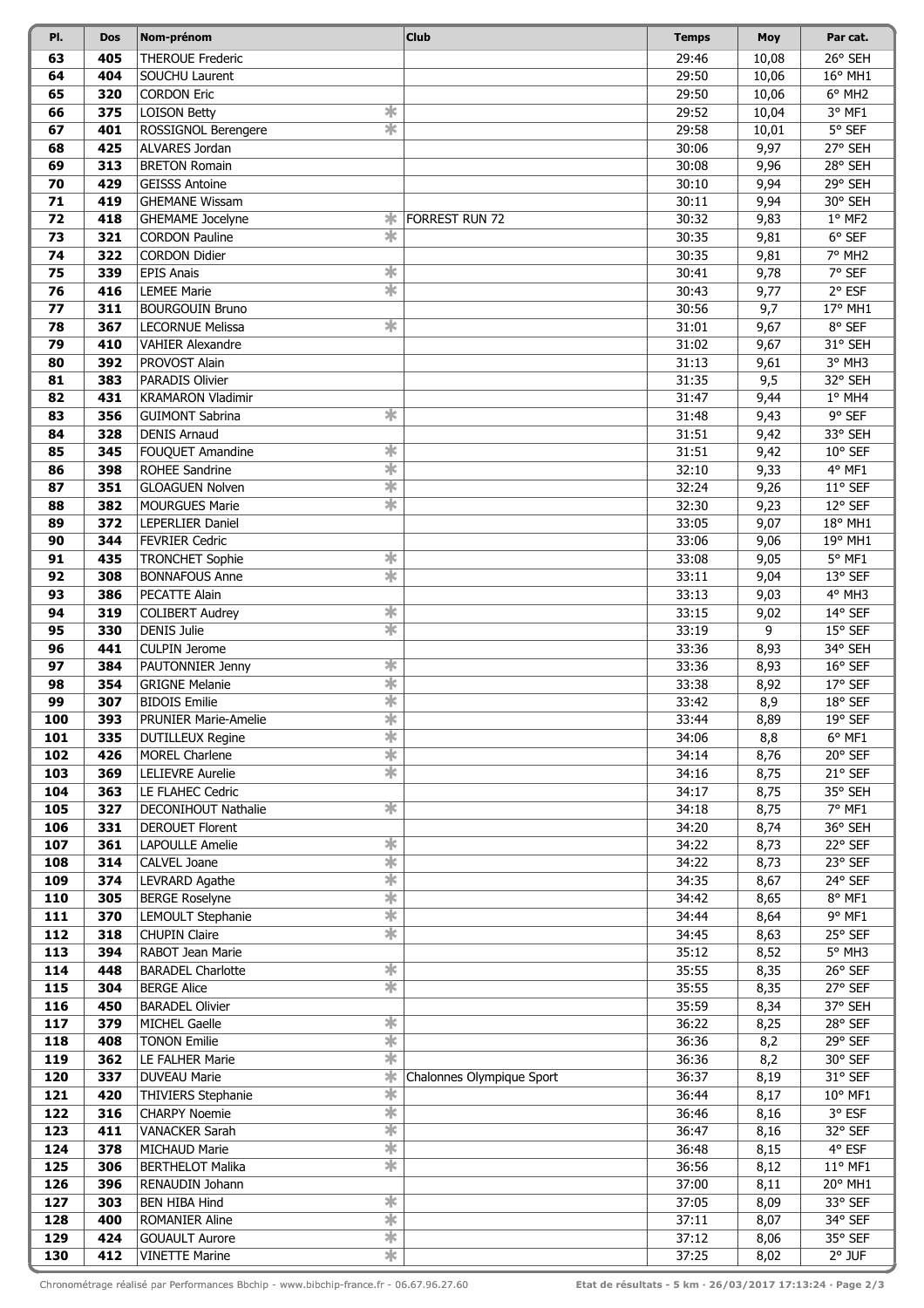| Pl. | Dos | Nom-prénom | | Club | Temps | Moy | Par cat. |
|---|---|---|---|---|---|---|---|
| 63 | 405 | THEROUE Frederic | | | 29:46 | 10,08 | 26° SEH |
| 64 | 404 | SOUCHU Laurent | | | 29:50 | 10,06 | 16° MH1 |
| 65 | 320 | CORDON Eric | | | 29:50 | 10,06 | 6° MH2 |
| 66 | 375 | LOISON Betty | * | | 29:52 | 10,04 | 3° MF1 |
| 67 | 401 | ROSSIGNOL Berengere | * | | 29:58 | 10,01 | 5° SEF |
| 68 | 425 | ALVARES Jordan | | | 30:06 | 9,97 | 27° SEH |
| 69 | 313 | BRETON Romain | | | 30:08 | 9,96 | 28° SEH |
| 70 | 429 | GEISSS Antoine | | | 30:10 | 9,94 | 29° SEH |
| 71 | 419 | GHEMANE Wissam | | | 30:11 | 9,94 | 30° SEH |
| 72 | 418 | GHEMAME Jocelyne | * | FORREST RUN 72 | 30:32 | 9,83 | 1° MF2 |
| 73 | 321 | CORDON Pauline | * | | 30:35 | 9,81 | 6° SEF |
| 74 | 322 | CORDON Didier | | | 30:35 | 9,81 | 7° MH2 |
| 75 | 339 | EPIS Anais | * | | 30:41 | 9,78 | 7° SEF |
| 76 | 416 | LEMEE Marie | * | | 30:43 | 9,77 | 2° ESF |
| 77 | 311 | BOURGOUIN Bruno | | | 30:56 | 9,7 | 17° MH1 |
| 78 | 367 | LECORNUE Melissa | * | | 31:01 | 9,67 | 8° SEF |
| 79 | 410 | VAHIER Alexandre | | | 31:02 | 9,67 | 31° SEH |
| 80 | 392 | PROVOST Alain | | | 31:13 | 9,61 | 3° MH3 |
| 81 | 383 | PARADIS Olivier | | | 31:35 | 9,5 | 32° SEH |
| 82 | 431 | KRAMARON Vladimir | | | 31:47 | 9,44 | 1° MH4 |
| 83 | 356 | GUIMONT Sabrina | * | | 31:48 | 9,43 | 9° SEF |
| 84 | 328 | DENIS Arnaud | | | 31:51 | 9,42 | 33° SEH |
| 85 | 345 | FOUQUET Amandine | * | | 31:51 | 9,42 | 10° SEF |
| 86 | 398 | ROHEE Sandrine | * | | 32:10 | 9,33 | 4° MF1 |
| 87 | 351 | GLOAGUEN Nolven | * | | 32:24 | 9,26 | 11° SEF |
| 88 | 382 | MOURGUES Marie | * | | 32:30 | 9,23 | 12° SEF |
| 89 | 372 | LEPERLIER Daniel | | | 33:05 | 9,07 | 18° MH1 |
| 90 | 344 | FEVRIER Cedric | | | 33:06 | 9,06 | 19° MH1 |
| 91 | 435 | TRONCHET Sophie | * | | 33:08 | 9,05 | 5° MF1 |
| 92 | 308 | BONNAFOUS Anne | * | | 33:11 | 9,04 | 13° SEF |
| 93 | 386 | PECATTE Alain | | | 33:13 | 9,03 | 4° MH3 |
| 94 | 319 | COLIBERT Audrey | * | | 33:15 | 9,02 | 14° SEF |
| 95 | 330 | DENIS Julie | * | | 33:19 | 9 | 15° SEF |
| 96 | 441 | CULPIN Jerome | | | 33:36 | 8,93 | 34° SEH |
| 97 | 384 | PAUTONNIER Jenny | * | | 33:36 | 8,93 | 16° SEF |
| 98 | 354 | GRIGNE Melanie | * | | 33:38 | 8,92 | 17° SEF |
| 99 | 307 | BIDOIS Emilie | * | | 33:42 | 8,9 | 18° SEF |
| 100 | 393 | PRUNIER Marie-Amelie | * | | 33:44 | 8,89 | 19° SEF |
| 101 | 335 | DUTILLEUX Regine | * | | 34:06 | 8,8 | 6° MF1 |
| 102 | 426 | MOREL Charlene | * | | 34:14 | 8,76 | 20° SEF |
| 103 | 369 | LELIEVRE Aurelie | * | | 34:16 | 8,75 | 21° SEF |
| 104 | 363 | LE FLAHEC Cedric | | | 34:17 | 8,75 | 35° SEH |
| 105 | 327 | DECONIHOUT Nathalie | * | | 34:18 | 8,75 | 7° MF1 |
| 106 | 331 | DEROUET Florent | | | 34:20 | 8,74 | 36° SEH |
| 107 | 361 | LAPOULLE Amelie | * | | 34:22 | 8,73 | 22° SEF |
| 108 | 314 | CALVEL Joane | * | | 34:22 | 8,73 | 23° SEF |
| 109 | 374 | LEVRARD Agathe | * | | 34:35 | 8,67 | 24° SEF |
| 110 | 305 | BERGE Roselyne | * | | 34:42 | 8,65 | 8° MF1 |
| 111 | 370 | LEMOULT Stephanie | * | | 34:44 | 8,64 | 9° MF1 |
| 112 | 318 | CHUPIN Claire | * | | 34:45 | 8,63 | 25° SEF |
| 113 | 394 | RABOT Jean Marie | | | 35:12 | 8,52 | 5° MH3 |
| 114 | 448 | BARADEL Charlotte | * | | 35:55 | 8,35 | 26° SEF |
| 115 | 304 | BERGE Alice | * | | 35:55 | 8,35 | 27° SEF |
| 116 | 450 | BARADEL Olivier | | | 35:59 | 8,34 | 37° SEH |
| 117 | 379 | MICHEL Gaelle | * | | 36:22 | 8,25 | 28° SEF |
| 118 | 408 | TONON Emilie | * | | 36:36 | 8,2 | 29° SEF |
| 119 | 362 | LE FALHER Marie | * | | 36:36 | 8,2 | 30° SEF |
| 120 | 337 | DUVEAU Marie | * | Chalonnes Olympique Sport | 36:37 | 8,19 | 31° SEF |
| 121 | 420 | THIVIERS Stephanie | * | | 36:44 | 8,17 | 10° MF1 |
| 122 | 316 | CHARPY Noemie | * | | 36:46 | 8,16 | 3° ESF |
| 123 | 411 | VANACKER Sarah | * | | 36:47 | 8,16 | 32° SEF |
| 124 | 378 | MICHAUD Marie | * | | 36:48 | 8,15 | 4° ESF |
| 125 | 306 | BERTHELOT Malika | * | | 36:56 | 8,12 | 11° MF1 |
| 126 | 396 | RENAUDIN Johann | | | 37:00 | 8,11 | 20° MH1 |
| 127 | 303 | BEN HIBA Hind | * | | 37:05 | 8,09 | 33° SEF |
| 128 | 400 | ROMANIER Aline | * | | 37:11 | 8,07 | 34° SEF |
| 129 | 424 | GOUAULT Aurore | * | | 37:12 | 8,06 | 35° SEF |
| 130 | 412 | VINETTE Marine | * | | 37:25 | 8,02 | 2° JUF |

Chronométrage réalisé par Performances Bbchip - www.bibchip-france.fr - 06.67.96.27.60 — Etat de résultats - 5 km · 26/03/2017 17:13:24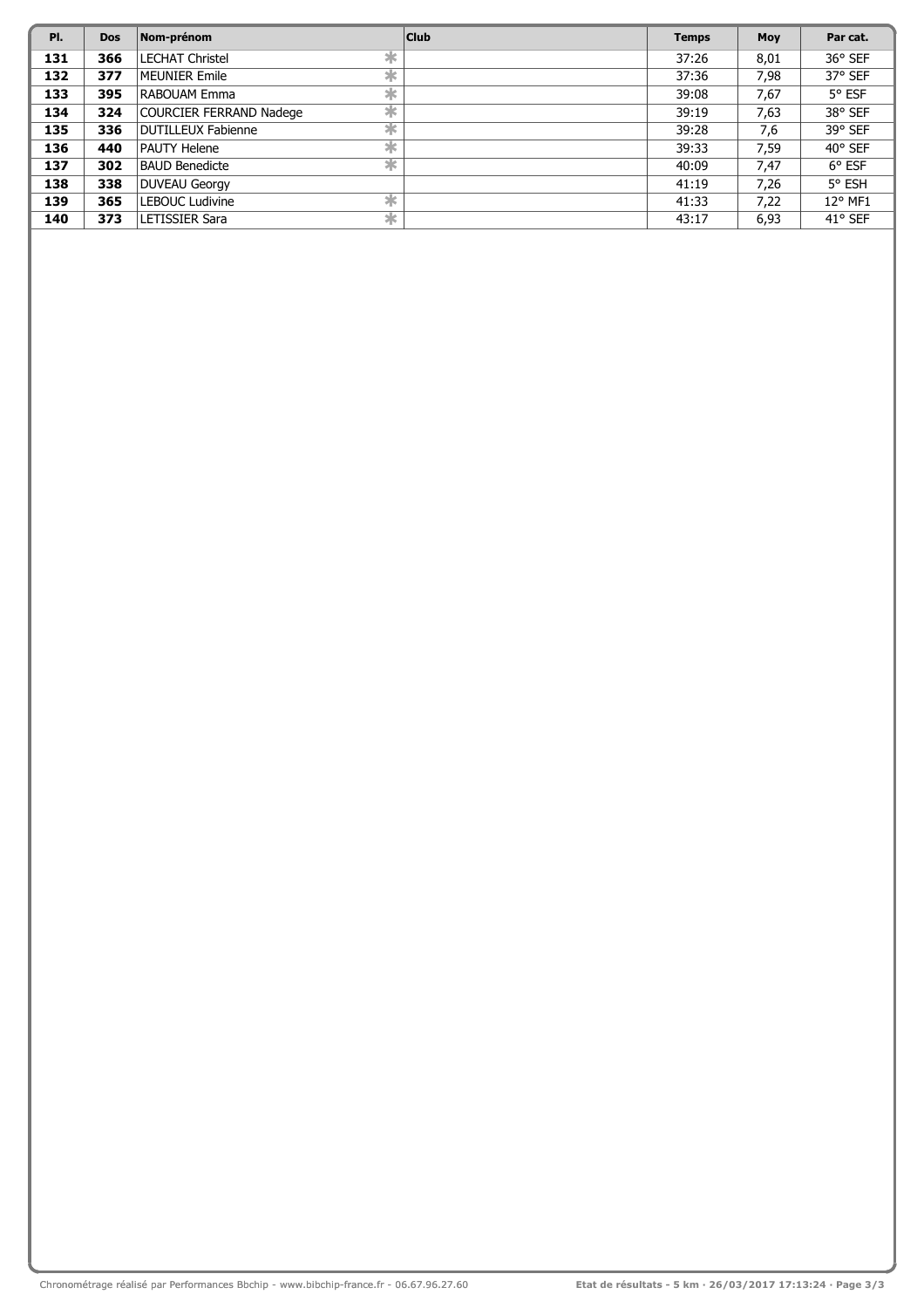| Pl. | Dos | Nom-prénom | Club | Temps | Moy | Par cat. |
|---|---|---|---|---|---|---|
| **131** | **366** | LECHAT Christel * | | 37:26 | 8,01 | 36° SEF |
| **132** | **377** | MEUNIER Emile * | | 37:36 | 7,98 | 37° SEF |
| **133** | **395** | RABOUAM Emma * | | 39:08 | 7,67 | 5° ESF |
| **134** | **324** | COURCIER FERRAND Nadege * | | 39:19 | 7,63 | 38° SEF |
| **135** | **336** | DUTILLEUX Fabienne * | | 39:28 | 7,6 | 39° SEF |
| **136** | **440** | PAUTY Helene * | | 39:33 | 7,59 | 40° SEF |
| **137** | **302** | BAUD Benedicte * | | 40:09 | 7,47 | 6° ESF |
| **138** | **338** | DUVEAU Georgy | | 41:19 | 7,26 | 5° ESH |
| **139** | **365** | LEBOUC Ludivine * | | 41:33 | 7,22 | 12° MF1 |
| **140** | **373** | LETISSIER Sara * | | 43:17 | 6,93 | 41° SEF |

Chronométrage réalisé par Performances Bbchip - www.bibchip-france.fr - 06.67.96.27.60 **Etat de résultats - 5 km · 26/03/2017 17:13:24**